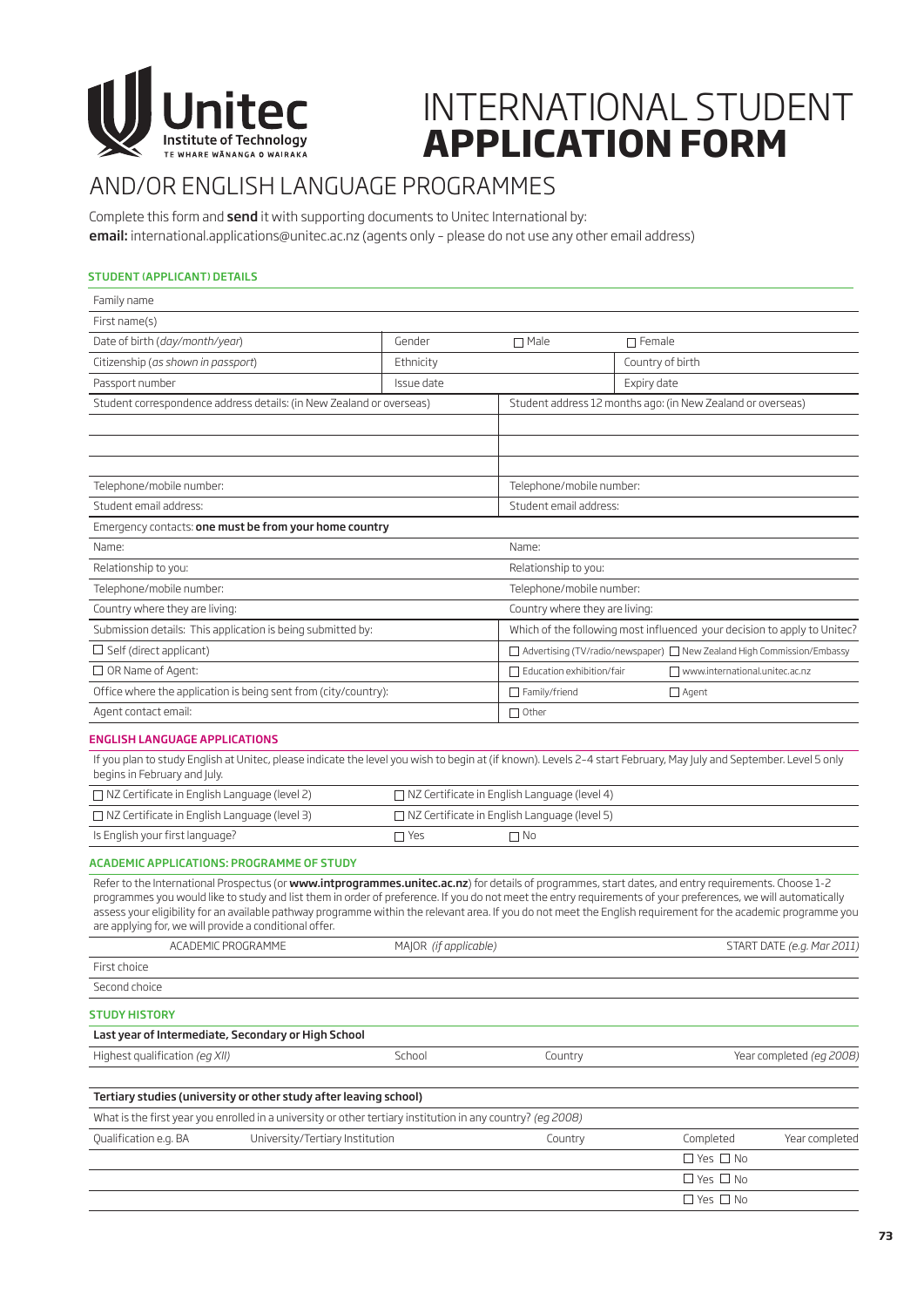# INTERNATIONAL STUDENT **APPLICATION FORM**

## AND/OR ENGLISH LANGUAGE PROGRAMMES

Complete this form and **send** it with supporting documents to Unitec International by:
**email:** international.applications@unitec.ac.nz (agents only – please do not use any other email address)

### STUDENT (APPLICANT) DETAILS

| | | | |
|---|---|---|---|
| Family name | | | |
| First name(s) | | | |
| Date of birth (*day/month/year*) | Gender | ☐ Male | ☐ Female |
| Citizenship (*as shown in passport*) | Ethnicity | | Country of birth |
| Passport number | Issue date | | Expiry date |

| | |
|---|---|
| Student correspondence address details: (in New Zealand or overseas) | Student address 12 months ago: (in New Zealand or overseas) |
| | |
| | |
| | |
| Telephone/mobile number: | Telephone/mobile number: |
| Student email address: | Student email address: |

| | |
|---|---|
| Emergency contacts: **one must be from your home country** | |
| Name: | Name: |
| Relationship to you: | Relationship to you: |
| Telephone/mobile number: | Telephone/mobile number: |
| Country where they are living: | Country where they are living: |

| | | |
|---|---|---|
| Submission details: This application is being submitted by: | Which of the following most influenced your decision to apply to Unitec? | |
| ☐ Self (direct applicant) | ☐ Advertising (TV/radio/newspaper) | ☐ New Zealand High Commission/Embassy |
| ☐ OR Name of Agent: | ☐ Education exhibition/fair | ☐ www.international.unitec.ac.nz |
| Office where the application is being sent from (city/country): | ☐ Family/friend | ☐ Agent |
| Agent contact email: | ☐ Other | |

### ENGLISH LANGUAGE APPLICATIONS

If you plan to study English at Unitec, please indicate the level you wish to begin at (if known). Levels 2–4 start February, May July and September. Level 5 only begins in February and July.

| | | |
|---|---|---|
| ☐ NZ Certificate in English Language (level 2) | ☐ NZ Certificate in English Language (level 4) | |
| ☐ NZ Certificate in English Language (level 3) | ☐ NZ Certificate in English Language (level 5) | |
| Is English your first language? | ☐ Yes | ☐ No |

### ACADEMIC APPLICATIONS: PROGRAMME OF STUDY

Refer to the International Prospectus (or **www.intprogrammes.unitec.ac.nz**) for details of programmes, start dates, and entry requirements. Choose 1-2 programmes you would like to study and list them in order of preference. If you do not meet the entry requirements of your preferences, we will automatically assess your eligibility for an available pathway programme within the relevant area. If you do not meet the English requirement for the academic programme you are applying for, we will provide a conditional offer.

| | ACADEMIC PROGRAMME | MAJOR *(if applicable)* | START DATE *(e.g. Mar 2011)* |
|---|---|---|---|
| First choice | | | |
| Second choice | | | |

### STUDY HISTORY

**Last year of Intermediate, Secondary or High School**

| Highest qualification *(eg XII)* | School | Country | Year completed *(eg 2008)* |
|---|---|---|---|
| | | | |

**Tertiary studies (university or other study after leaving school)**

What is the first year you enrolled in a university or other tertiary institution in any country? *(eg 2008)*

| Qualification e.g. BA | University/Tertiary Institution | Country | Completed | Year completed |
|---|---|---|---|---|
| | | | ☐ Yes ☐ No | |
| | | | ☐ Yes ☐ No | |
| | | | ☐ Yes ☐ No | |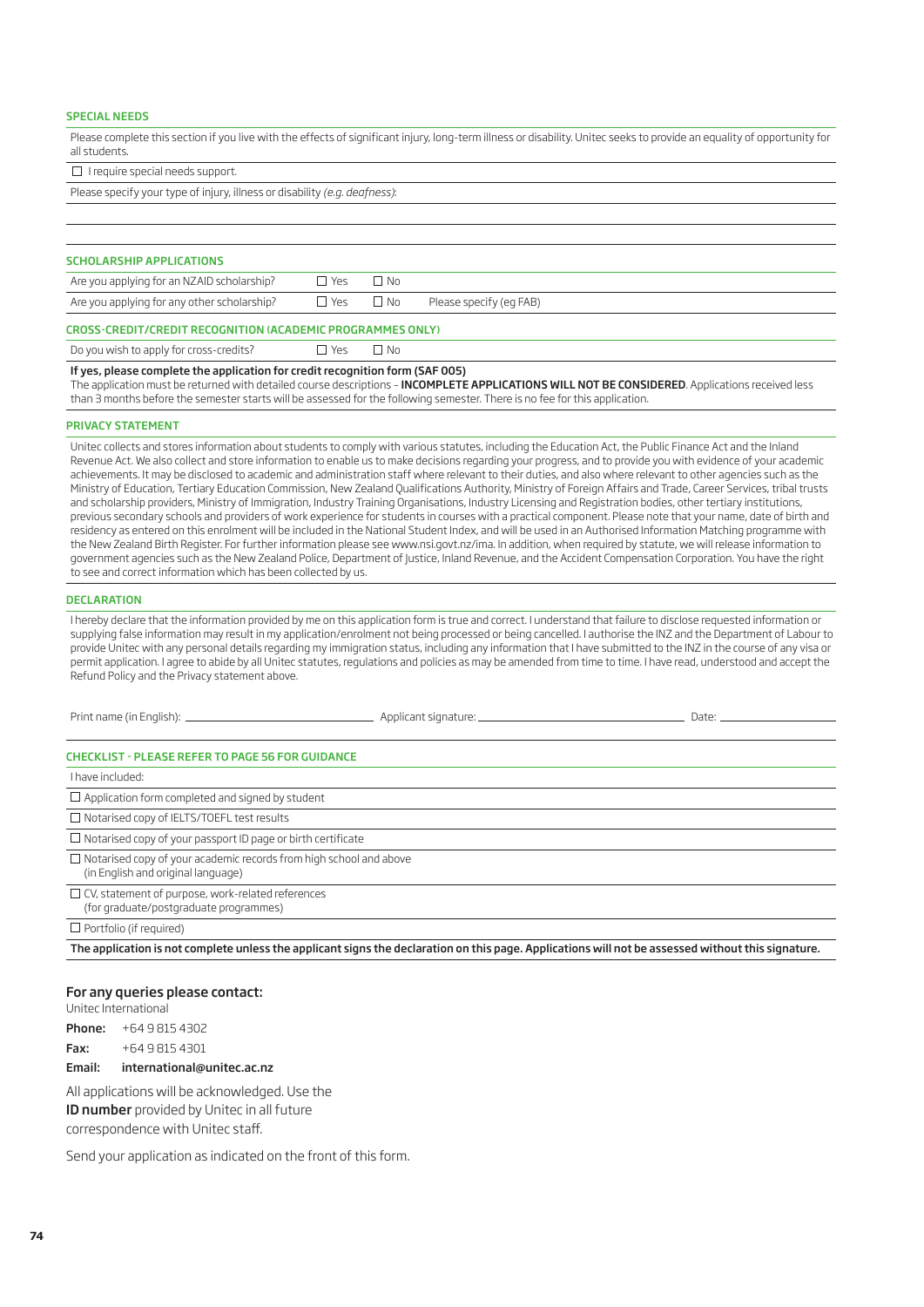## SPECIAL NEEDS

Please complete this section if you live with the effects of significant injury, long-term illness or disability. Unitec seeks to provide an equality of opportunity for all students.

☐ I require special needs support.

Please specify your type of injury, illness or disability *(e.g. deafness)*:

## SCHOLARSHIP APPLICATIONS

| | | | |
|---|---|---|---|
| Are you applying for an NZAID scholarship? | ☐ Yes | ☐ No | |
| Are you applying for any other scholarship? | ☐ Yes | ☐ No | Please specify (eg FAB) |

## CROSS-CREDIT/CREDIT RECOGNITION (ACADEMIC PROGRAMMES ONLY)

| | | |
|---|---|---|
| Do you wish to apply for cross-credits? | ☐ Yes | ☐ No |

**If yes, please complete the application for credit recognition form (SAF 005)**

The application must be returned with detailed course descriptions – **INCOMPLETE APPLICATIONS WILL NOT BE CONSIDERED**. Applications received less than 3 months before the semester starts will be assessed for the following semester. There is no fee for this application.

## PRIVACY STATEMENT

Unitec collects and stores information about students to comply with various statutes, including the Education Act, the Public Finance Act and the Inland Revenue Act. We also collect and store information to enable us to make decisions regarding your progress, and to provide you with evidence of your academic achievements. It may be disclosed to academic and administration staff where relevant to their duties, and also where relevant to other agencies such as the Ministry of Education, Tertiary Education Commission, New Zealand Qualifications Authority, Ministry of Foreign Affairs and Trade, Career Services, tribal trusts and scholarship providers, Ministry of Immigration, Industry Training Organisations, Industry Licensing and Registration bodies, other tertiary institutions, previous secondary schools and providers of work experience for students in courses with a practical component. Please note that your name, date of birth and residency as entered on this enrolment will be included in the National Student Index, and will be used in an Authorised Information Matching programme with the New Zealand Birth Register. For further information please see www.nsi.govt.nz/ima. In addition, when required by statute, we will release information to government agencies such as the New Zealand Police, Department of Justice, Inland Revenue, and the Accident Compensation Corporation. You have the right to see and correct information which has been collected by us.

## DECLARATION

I hereby declare that the information provided by me on this application form is true and correct. I understand that failure to disclose requested information or supplying false information may result in my application/enrolment not being processed or being cancelled. I authorise the INZ and the Department of Labour to provide Unitec with any personal details regarding my immigration status, including any information that I have submitted to the INZ in the course of any visa or permit application. I agree to abide by all Unitec statutes, regulations and policies as may be amended from time to time. I have read, understood and accept the Refund Policy and the Privacy statement above.

Print name (in English): ______________________ Applicant signature: ______________________ Date: ______________

## CHECKLIST - PLEASE REFER TO PAGE 56 FOR GUIDANCE

I have included:

☐ Application form completed and signed by student

☐ Notarised copy of IELTS/TOEFL test results

☐ Notarised copy of your passport ID page or birth certificate

☐ Notarised copy of your academic records from high school and above (in English and original language)

☐ CV, statement of purpose, work-related references (for graduate/postgraduate programmes)

☐ Portfolio (if required)

**The application is not complete unless the applicant signs the declaration on this page. Applications will not be assessed without this signature.**

### For any queries please contact:

Unitec International

**Phone:** +64 9 815 4302

**Fax:** +64 9 815 4301

**Email:** **international@unitec.ac.nz**

All applications will be acknowledged. Use the **ID number** provided by Unitec in all future correspondence with Unitec staff.

Send your application as indicated on the front of this form.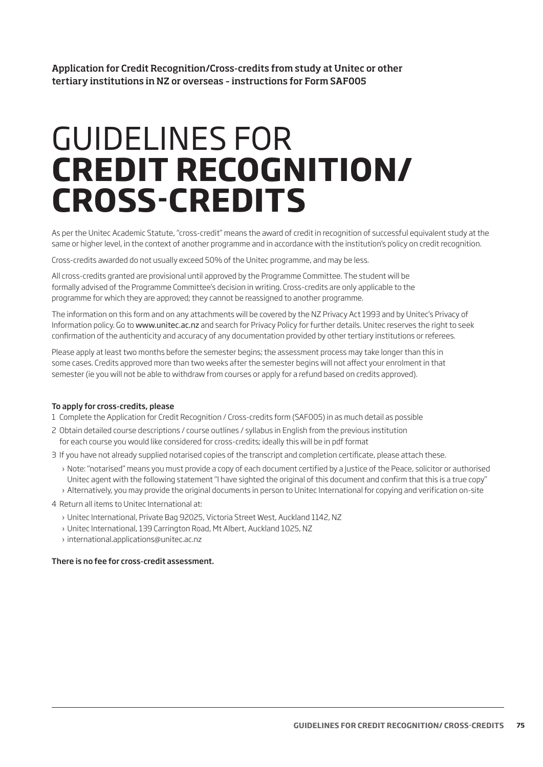**Application for Credit Recognition/Cross-credits from study at Unitec or other tertiary institutions in NZ or overseas – instructions for Form SAF005**

# GUIDELINES FOR **CREDIT RECOGNITION/ CROSS-CREDITS**

As per the Unitec Academic Statute, "cross-credit" means the award of credit in recognition of successful equivalent study at the same or higher level, in the context of another programme and in accordance with the institution's policy on credit recognition.

Cross-credits awarded do not usually exceed 50% of the Unitec programme, and may be less.

All cross-credits granted are provisional until approved by the Programme Committee. The student will be formally advised of the Programme Committee's decision in writing. Cross-credits are only applicable to the programme for which they are approved; they cannot be reassigned to another programme.

The information on this form and on any attachments will be covered by the NZ Privacy Act 1993 and by Unitec's Privacy of Information policy. Go to www.unitec.ac.nz and search for Privacy Policy for further details. Unitec reserves the right to seek confirmation of the authenticity and accuracy of any documentation provided by other tertiary institutions or referees.

Please apply at least two months before the semester begins; the assessment process may take longer than this in some cases. Credits approved more than two weeks after the semester begins will not affect your enrolment in that semester (ie you will not be able to withdraw from courses or apply for a refund based on credits approved).

**To apply for cross-credits, please**

1. Complete the Application for Credit Recognition / Cross-credits form (SAF005) in as much detail as possible
2. Obtain detailed course descriptions / course outlines / syllabus in English from the previous institution for each course you would like considered for cross-credits; ideally this will be in pdf format
3. If you have not already supplied notarised copies of the transcript and completion certificate, please attach these.
   - Note: "notarised" means you must provide a copy of each document certified by a Justice of the Peace, solicitor or authorised Unitec agent with the following statement "I have sighted the original of this document and confirm that this is a true copy"
   - Alternatively, you may provide the original documents in person to Unitec International for copying and verification on-site
4. Return all items to Unitec International at:
   - Unitec International, Private Bag 92025, Victoria Street West, Auckland 1142, NZ
   - Unitec International, 139 Carrington Road, Mt Albert, Auckland 1025, NZ
   - international.applications@unitec.ac.nz

**There is no fee for cross-credit assessment.**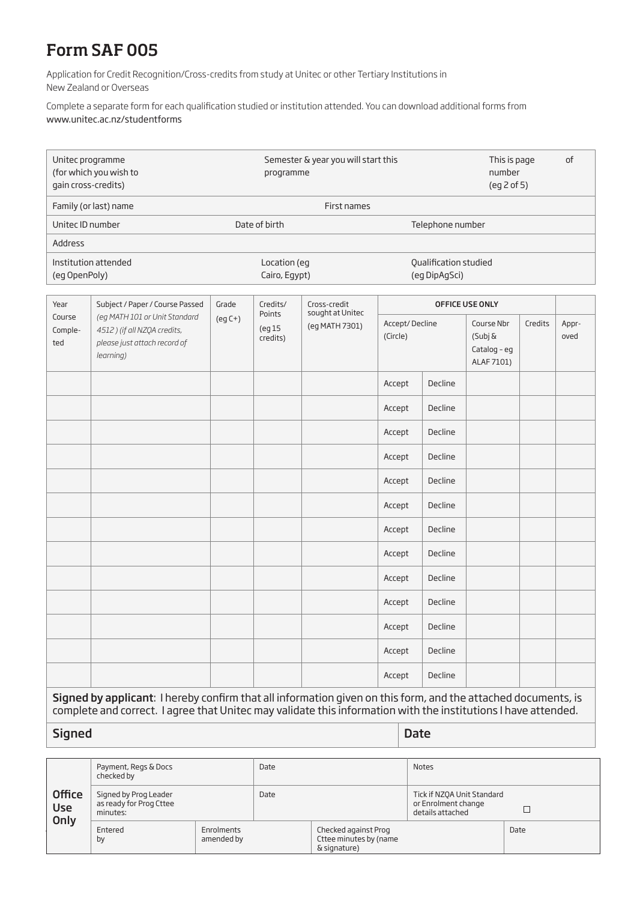# Form SAF 005

Application for Credit Recognition/Cross-credits from study at Unitec or other Tertiary Institutions in New Zealand or Overseas

Complete a separate form for each qualification studied or institution attended. You can download additional forms from www.unitec.ac.nz/studentforms

| | | |
|---|---|---|
| Unitec programme (for which you wish to gain cross-credits) | Semester & year you will start this programme | This page number (eg 2 of 5) of |
| Family (or last) name | First names | |
| Unitec ID number | Date of birth | Telephone number |
| Address | | |
| Institution attended (eg OpenPoly) | Location (eg Cairo, Egypt) | Qualification studied (eg DipAgSci) |

| Year Course Completed | Subject / Paper / Course Passed *(eg MATH 101 or Unit Standard 4512 ) (if all NZQA credits, please just attach record of learning)* | Grade (eg C+) | Credits/ Points (eg 15 credits) | Cross-credit sought at Unitec (eg MATH 7301) | OFFICE USE ONLY | | | | |
|---|---|---|---|---|---|---|---|---|---|
| | | | | | Accept/ Decline (Circle) | | Course Nbr (Subj & Catalog – eg ALAF 7101) | Credits | Approved |
| | | | | | Accept | Decline | | | |
| | | | | | Accept | Decline | | | |
| | | | | | Accept | Decline | | | |
| | | | | | Accept | Decline | | | |
| | | | | | Accept | Decline | | | |
| | | | | | Accept | Decline | | | |
| | | | | | Accept | Decline | | | |
| | | | | | Accept | Decline | | | |
| | | | | | Accept | Decline | | | |
| | | | | | Accept | Decline | | | |
| | | | | | Accept | Decline | | | |
| | | | | | Accept | Decline | | | |
| | | | | | Accept | Decline | | | |

**Signed by applicant**: I hereby confirm that all information given on this form, and the attached documents, is complete and correct. I agree that Unitec may validate this information with the institutions I have attended.

| | |
|---|---|
| **Signed** | **Date** |

| | | | | |
|---|---|---|---|---|
| **Office Use Only** | Payment, Regs & Docs checked by | Date | Notes | |
| | Signed by Prog Leader as ready for Prog Cttee minutes: | Date | Tick if NZQA Unit Standard or Enrolment change details attached ☐ | |
| | Entered by | Enrolments amended by | Checked against Prog Cttee minutes by (name & signature) | Date |